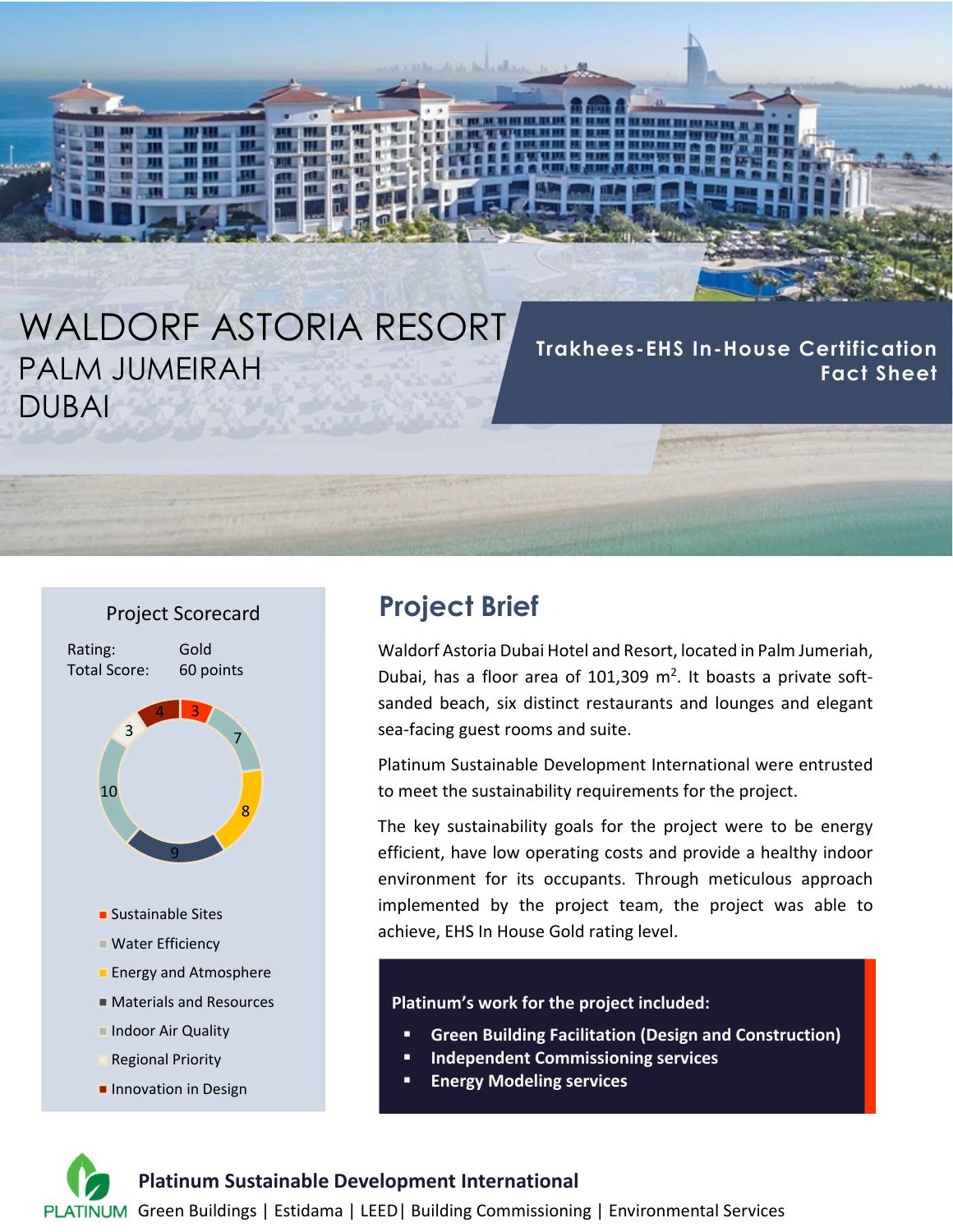# WALDORF ASTORIA RESORT
## PALM JUMEIRAH
## DUBAI

**Trakhees-EHS In-House Certification Fact Sheet**

### Project Scorecard

Rating: Gold
Total Score: 60 points

| Category | Points |
|---|---|
| Sustainable Sites | 3 |
| Water Efficiency | 7 |
| Energy and Atmosphere | 8 |
| Materials and Resources | 9 |
| Indoor Air Quality | 10 |
| Regional Priority | 3 |
| Innovation in Design | 4 |

## Project Brief

Waldorf Astoria Dubai Hotel and Resort, located in Palm Jumeriah, Dubai, has a floor area of 101,309 $m^2$. It boasts a private soft-sanded beach, six distinct restaurants and lounges and elegant sea-facing guest rooms and suite.

Platinum Sustainable Development International were entrusted to meet the sustainability requirements for the project.

The key sustainability goals for the project were to be energy efficient, have low operating costs and provide a healthy indoor environment for its occupants. Through meticulous approach implemented by the project team, the project was able to achieve, EHS In House Gold rating level.

**Platinum's work for the project included:**

- **Green Building Facilitation (Design and Construction)**
- **Independent Commissioning services**
- **Energy Modeling services**

**Platinum Sustainable Development International**

PLATINUM Green Buildings | Estidama | LEED| Building Commissioning | Environmental Services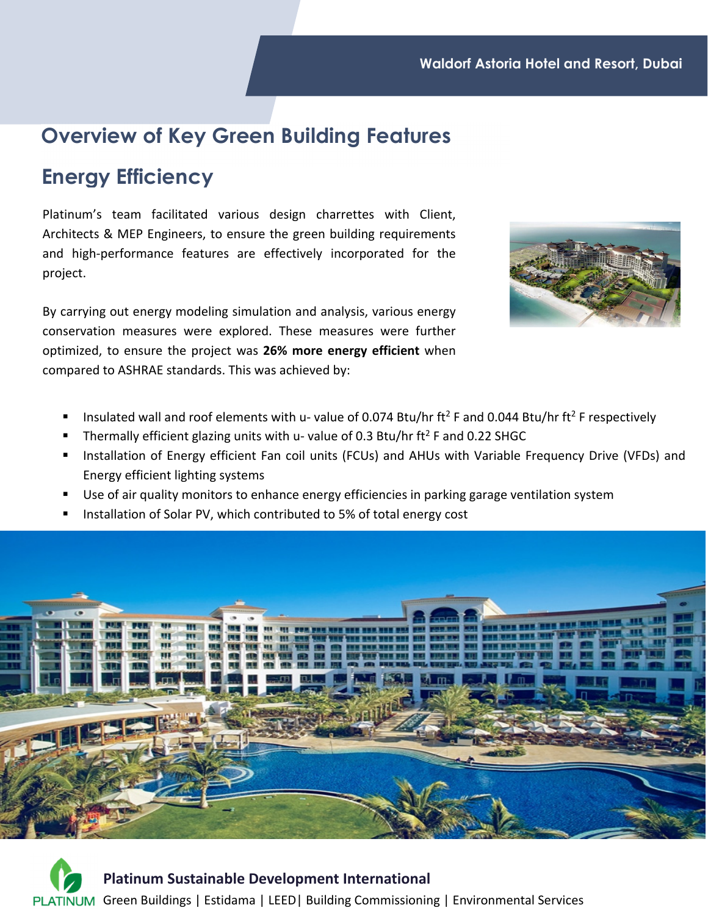## Overview of Key Green Building Features

### Energy Efficiency

Platinum's team facilitated various design charrettes with Client, Architects & MEP Engineers, to ensure the green building requirements and high-performance features are effectively incorporated for the project.

By carrying out energy modeling simulation and analysis, various energy conservation measures were explored. These measures were further optimized, to ensure the project was **26% more energy efficient** when compared to ASHRAE standards. This was achieved by:

- Insulated wall and roof elements with u- value of 0.074 Btu/hr ft$^2$ F and 0.044 Btu/hr ft$^2$ F respectively
- Thermally efficient glazing units with u- value of 0.3 Btu/hr ft$^2$ F and 0.22 SHGC
- Installation of Energy efficient Fan coil units (FCUs) and AHUs with Variable Frequency Drive (VFDs) and Energy efficient lighting systems
- Use of air quality monitors to enhance energy efficiencies in parking garage ventilation system
- Installation of Solar PV, which contributed to 5% of total energy cost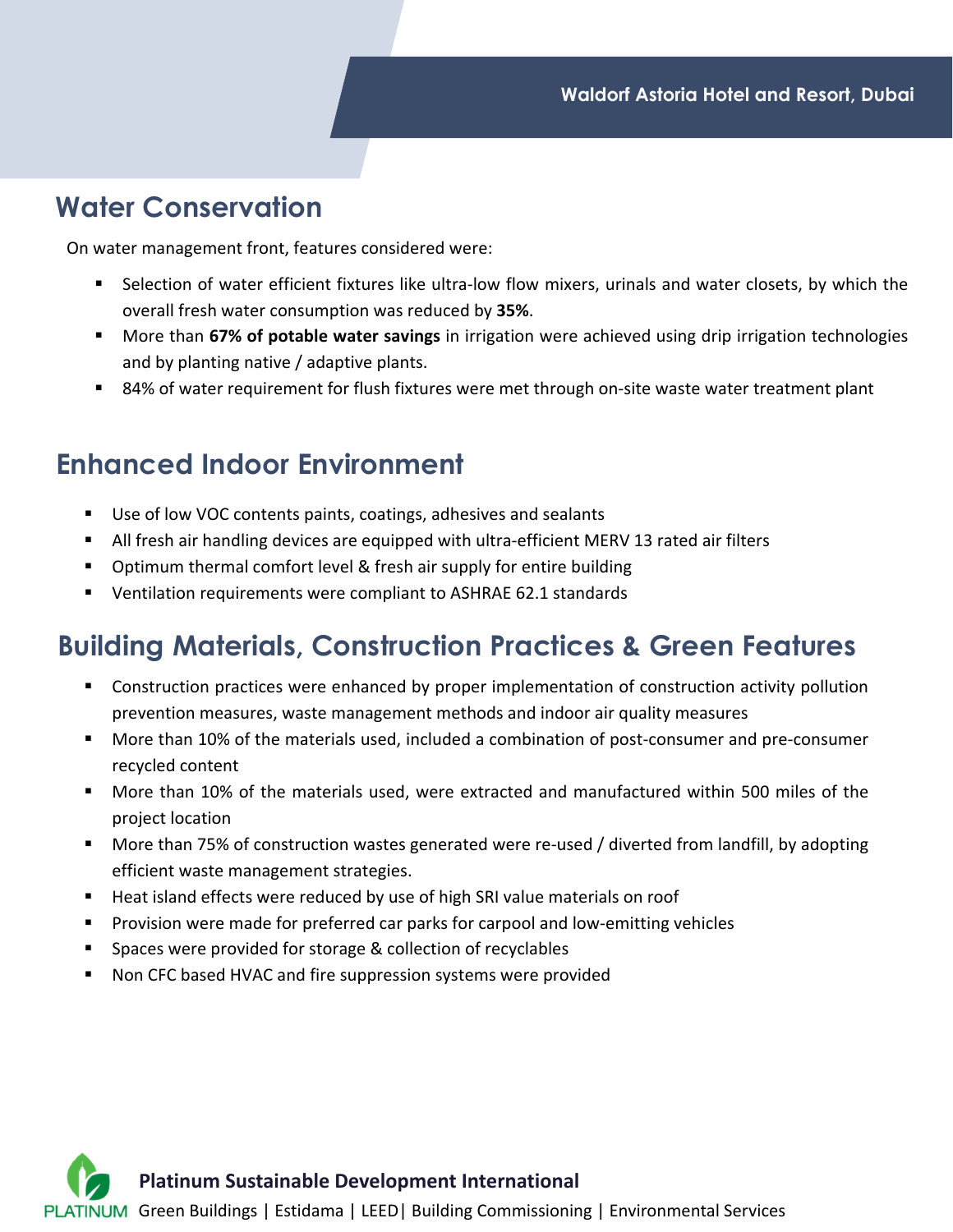## Water Conservation

On water management front, features considered were:

- Selection of water efficient fixtures like ultra-low flow mixers, urinals and water closets, by which the overall fresh water consumption was reduced by **35%**.
- More than **67% of potable water savings** in irrigation were achieved using drip irrigation technologies and by planting native / adaptive plants.
- 84% of water requirement for flush fixtures were met through on-site waste water treatment plant

## Enhanced Indoor Environment

- Use of low VOC contents paints, coatings, adhesives and sealants
- All fresh air handling devices are equipped with ultra-efficient MERV 13 rated air filters
- Optimum thermal comfort level & fresh air supply for entire building
- Ventilation requirements were compliant to ASHRAE 62.1 standards

## Building Materials, Construction Practices & Green Features

- Construction practices were enhanced by proper implementation of construction activity pollution prevention measures, waste management methods and indoor air quality measures
- More than 10% of the materials used, included a combination of post-consumer and pre-consumer recycled content
- More than 10% of the materials used, were extracted and manufactured within 500 miles of the project location
- More than 75% of construction wastes generated were re-used / diverted from landfill, by adopting efficient waste management strategies.
- Heat island effects were reduced by use of high SRI value materials on roof
- Provision were made for preferred car parks for carpool and low-emitting vehicles
- Spaces were provided for storage & collection of recyclables
- Non CFC based HVAC and fire suppression systems were provided